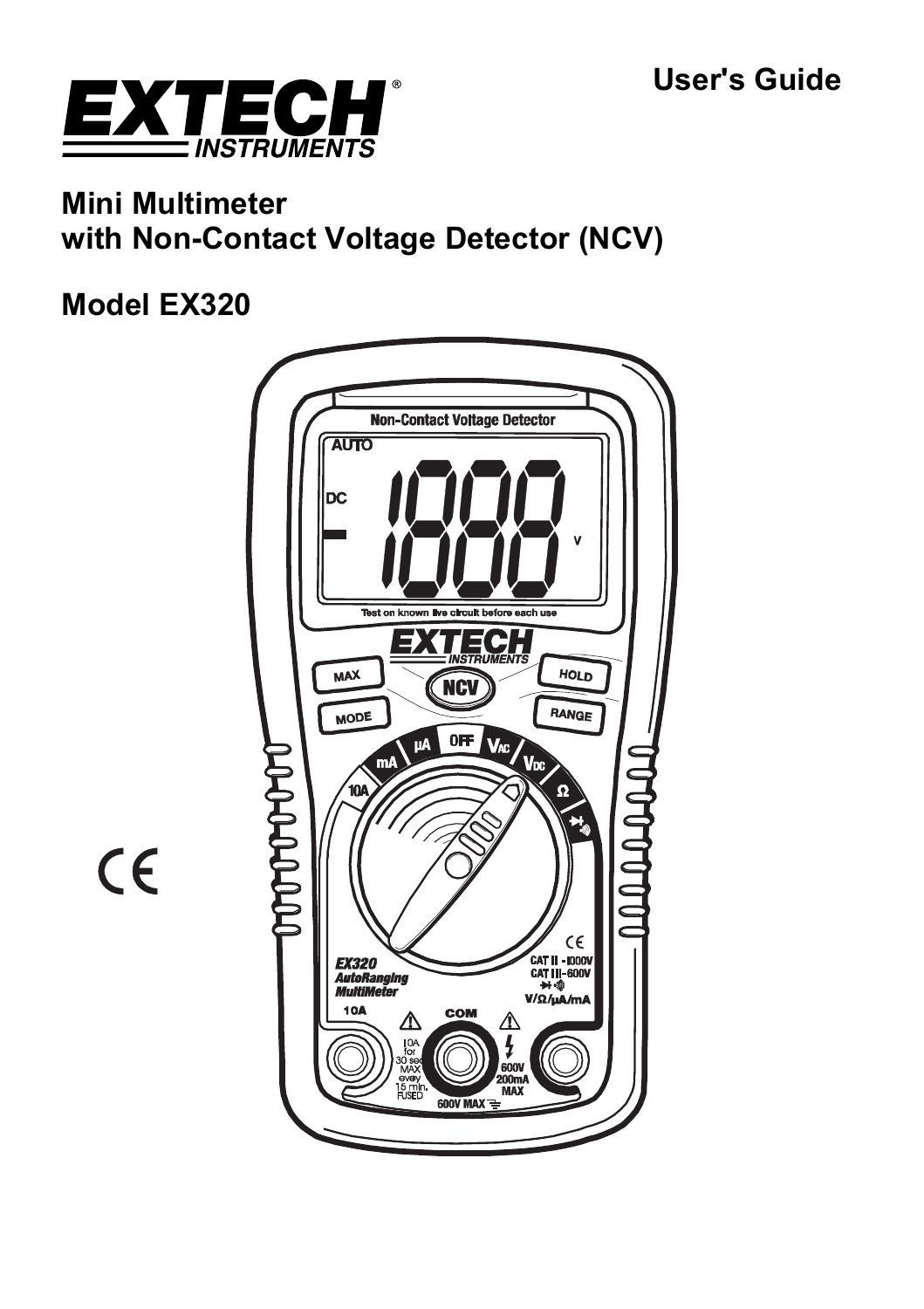User's Guide

# Mini Multimeter with Non-Contact Voltage Detector (NCV)

## Model EX320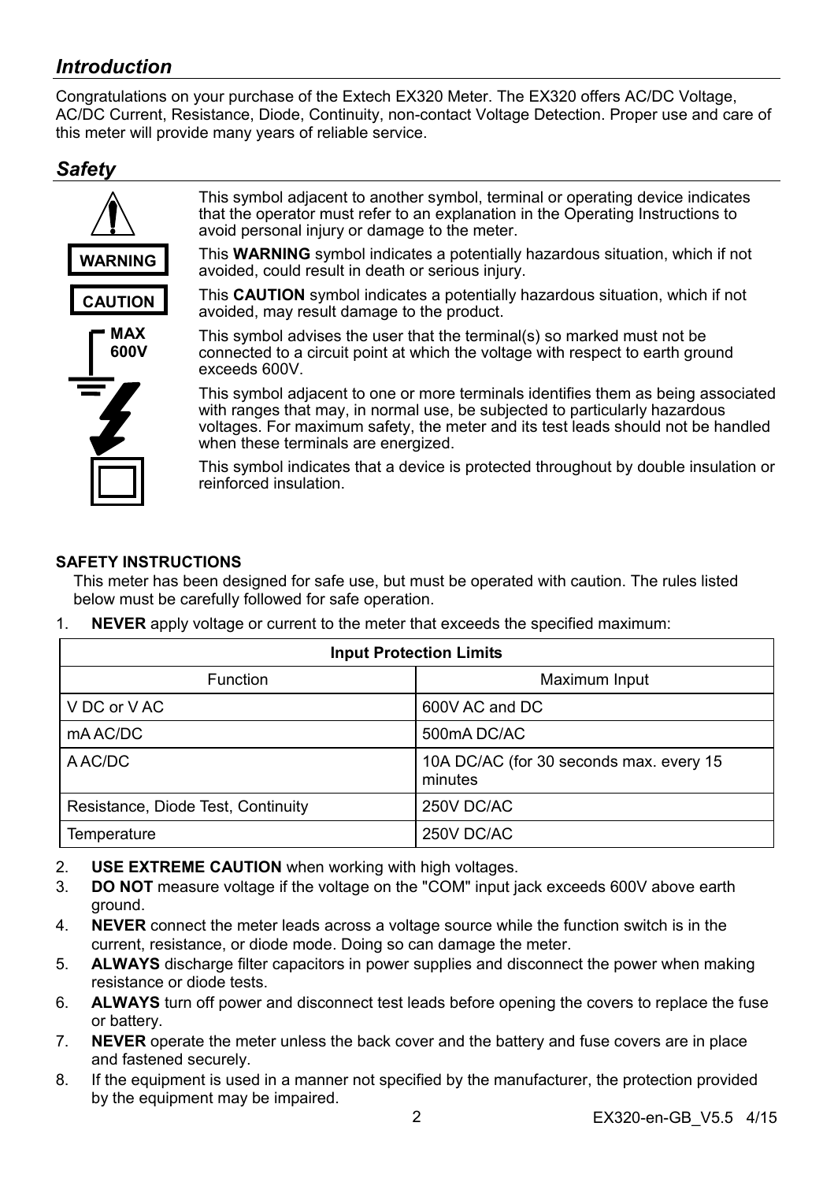## *Introduction*

Congratulations on your purchase of the Extech EX320 Meter. The EX320 offers AC/DC Voltage, AC/DC Current, Resistance, Diode, Continuity, non-contact Voltage Detection. Proper use and care of this meter will provide many years of reliable service.

## *Safety*

This symbol adjacent to another symbol, terminal or operating device indicates that the operator must refer to an explanation in the Operating Instructions to avoid personal injury or damage to the meter.

**WARNING**: This **WARNING** symbol indicates a potentially hazardous situation, which if not avoided, could result in death or serious injury.

**CAUTION**: This **CAUTION** symbol indicates a potentially hazardous situation, which if not avoided, may result damage to the product.

**MAX 600V**: This symbol advises the user that the terminal(s) so marked must not be connected to a circuit point at which the voltage with respect to earth ground exceeds 600V.

This symbol adjacent to one or more terminals identifies them as being associated with ranges that may, in normal use, be subjected to particularly hazardous voltages. For maximum safety, the meter and its test leads should not be handled when these terminals are energized.

This symbol indicates that a device is protected throughout by double insulation or reinforced insulation.

**SAFETY INSTRUCTIONS**

This meter has been designed for safe use, but must be operated with caution. The rules listed below must be carefully followed for safe operation.

1. **NEVER** apply voltage or current to the meter that exceeds the specified maximum:

| Input Protection Limits | |
|---|---|
| Function | Maximum Input |
| V DC or V AC | 600V AC and DC |
| mA AC/DC | 500mA DC/AC |
| A AC/DC | 10A DC/AC (for 30 seconds max. every 15 minutes |
| Resistance, Diode Test, Continuity | 250V DC/AC |
| Temperature | 250V DC/AC |

2. **USE EXTREME CAUTION** when working with high voltages.
3. **DO NOT** measure voltage if the voltage on the "COM" input jack exceeds 600V above earth ground.
4. **NEVER** connect the meter leads across a voltage source while the function switch is in the current, resistance, or diode mode. Doing so can damage the meter.
5. **ALWAYS** discharge filter capacitors in power supplies and disconnect the power when making resistance or diode tests.
6. **ALWAYS** turn off power and disconnect test leads before opening the covers to replace the fuse or battery.
7. **NEVER** operate the meter unless the back cover and the battery and fuse covers are in place and fastened securely.
8. If the equipment is used in a manner not specified by the manufacturer, the protection provided by the equipment may be impaired.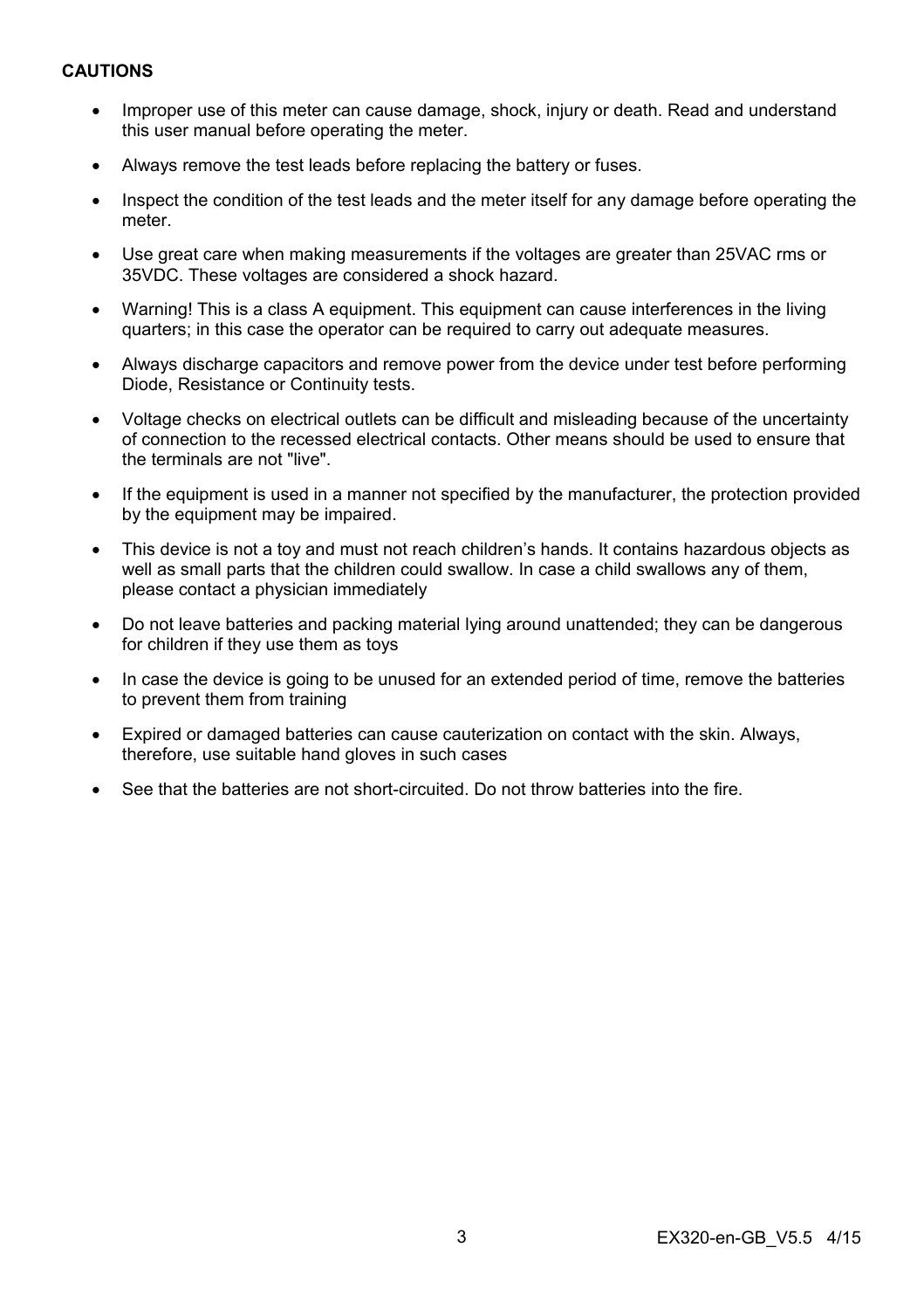**CAUTIONS**

- Improper use of this meter can cause damage, shock, injury or death. Read and understand this user manual before operating the meter.
- Always remove the test leads before replacing the battery or fuses.
- Inspect the condition of the test leads and the meter itself for any damage before operating the meter.
- Use great care when making measurements if the voltages are greater than 25VAC rms or 35VDC. These voltages are considered a shock hazard.
- Warning! This is a class A equipment. This equipment can cause interferences in the living quarters; in this case the operator can be required to carry out adequate measures.
- Always discharge capacitors and remove power from the device under test before performing Diode, Resistance or Continuity tests.
- Voltage checks on electrical outlets can be difficult and misleading because of the uncertainty of connection to the recessed electrical contacts. Other means should be used to ensure that the terminals are not "live".
- If the equipment is used in a manner not specified by the manufacturer, the protection provided by the equipment may be impaired.
- This device is not a toy and must not reach children's hands. It contains hazardous objects as well as small parts that the children could swallow. In case a child swallows any of them, please contact a physician immediately
- Do not leave batteries and packing material lying around unattended; they can be dangerous for children if they use them as toys
- In case the device is going to be unused for an extended period of time, remove the batteries to prevent them from training
- Expired or damaged batteries can cause cauterization on contact with the skin. Always, therefore, use suitable hand gloves in such cases
- See that the batteries are not short-circuited. Do not throw batteries into the fire.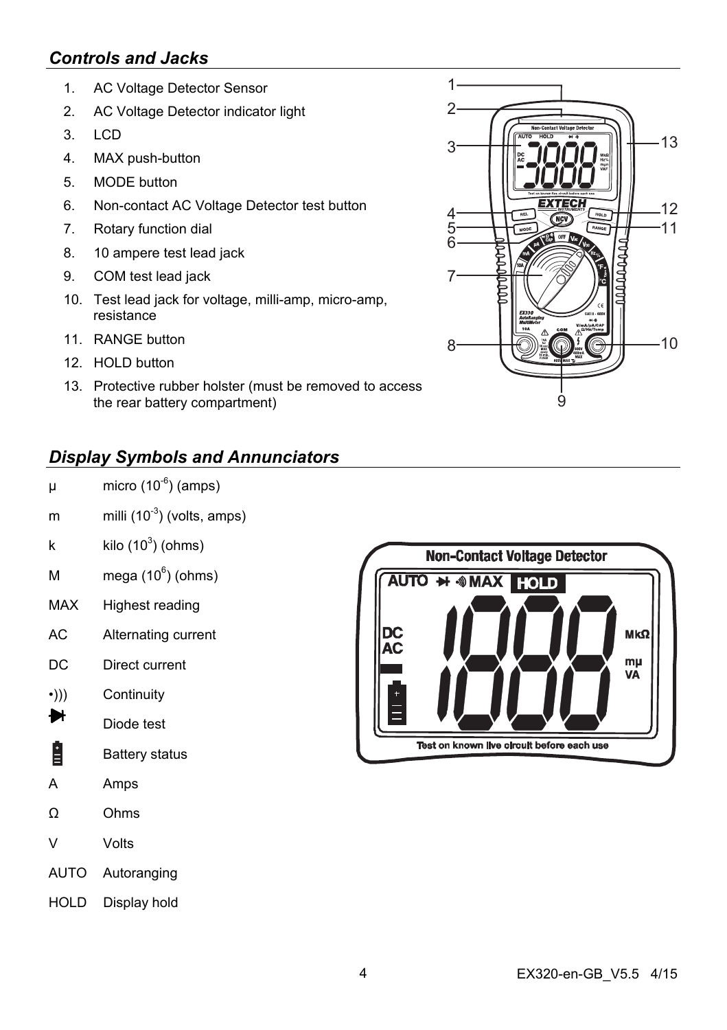## *Controls and Jacks*

1. AC Voltage Detector Sensor
2. AC Voltage Detector indicator light
3. LCD
4. MAX push-button
5. MODE button
6. Non-contact AC Voltage Detector test button
7. Rotary function dial
8. 10 ampere test lead jack
9. COM test lead jack
10. Test lead jack for voltage, milli-amp, micro-amp, resistance
11. RANGE button
12. HOLD button
13. Protective rubber holster (must be removed to access the rear battery compartment)

## *Display Symbols and Annunciators*

| | |
|---|---|
| µ | micro ($10^{-6}$) (amps) |
| m | milli ($10^{-3}$) (volts, amps) |
| k | kilo ($10^{3}$) (ohms) |
| M | mega ($10^{6}$) (ohms) |
| MAX | Highest reading |
| AC | Alternating current |
| DC | Direct current |
| •))) | Continuity |
| ➔ | Diode test |
| 🔋 | Battery status |
| A | Amps |
| Ω | Ohms |
| V | Volts |
| AUTO | Autoranging |
| HOLD | Display hold |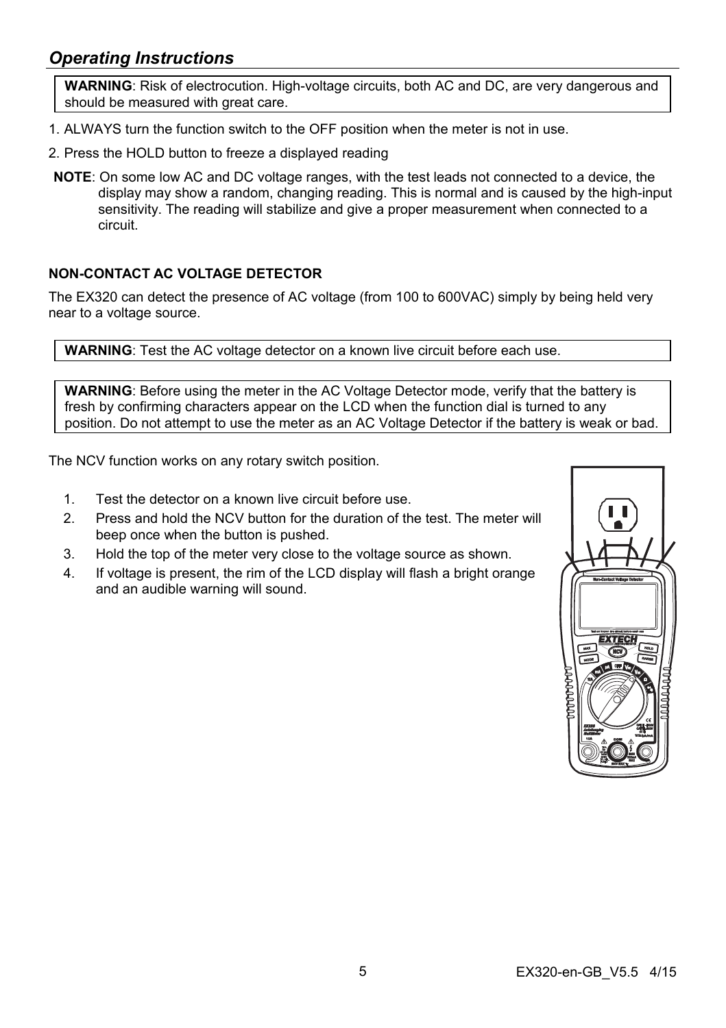## *Operating Instructions*

> **WARNING**: Risk of electrocution. High-voltage circuits, both AC and DC, are very dangerous and should be measured with great care.

1. ALWAYS turn the function switch to the OFF position when the meter is not in use.
2. Press the HOLD button to freeze a displayed reading

**NOTE**: On some low AC and DC voltage ranges, with the test leads not connected to a device, the display may show a random, changing reading. This is normal and is caused by the high-input sensitivity. The reading will stabilize and give a proper measurement when connected to a circuit.

### NON-CONTACT AC VOLTAGE DETECTOR

The EX320 can detect the presence of AC voltage (from 100 to 600VAC) simply by being held very near to a voltage source.

> **WARNING**: Test the AC voltage detector on a known live circuit before each use.

> **WARNING**: Before using the meter in the AC Voltage Detector mode, verify that the battery is fresh by confirming characters appear on the LCD when the function dial is turned to any position. Do not attempt to use the meter as an AC Voltage Detector if the battery is weak or bad.

The NCV function works on any rotary switch position.

1. Test the detector on a known live circuit before use.
2. Press and hold the NCV button for the duration of the test. The meter will beep once when the button is pushed.
3. Hold the top of the meter very close to the voltage source as shown.
4. If voltage is present, the rim of the LCD display will flash a bright orange and an audible warning will sound.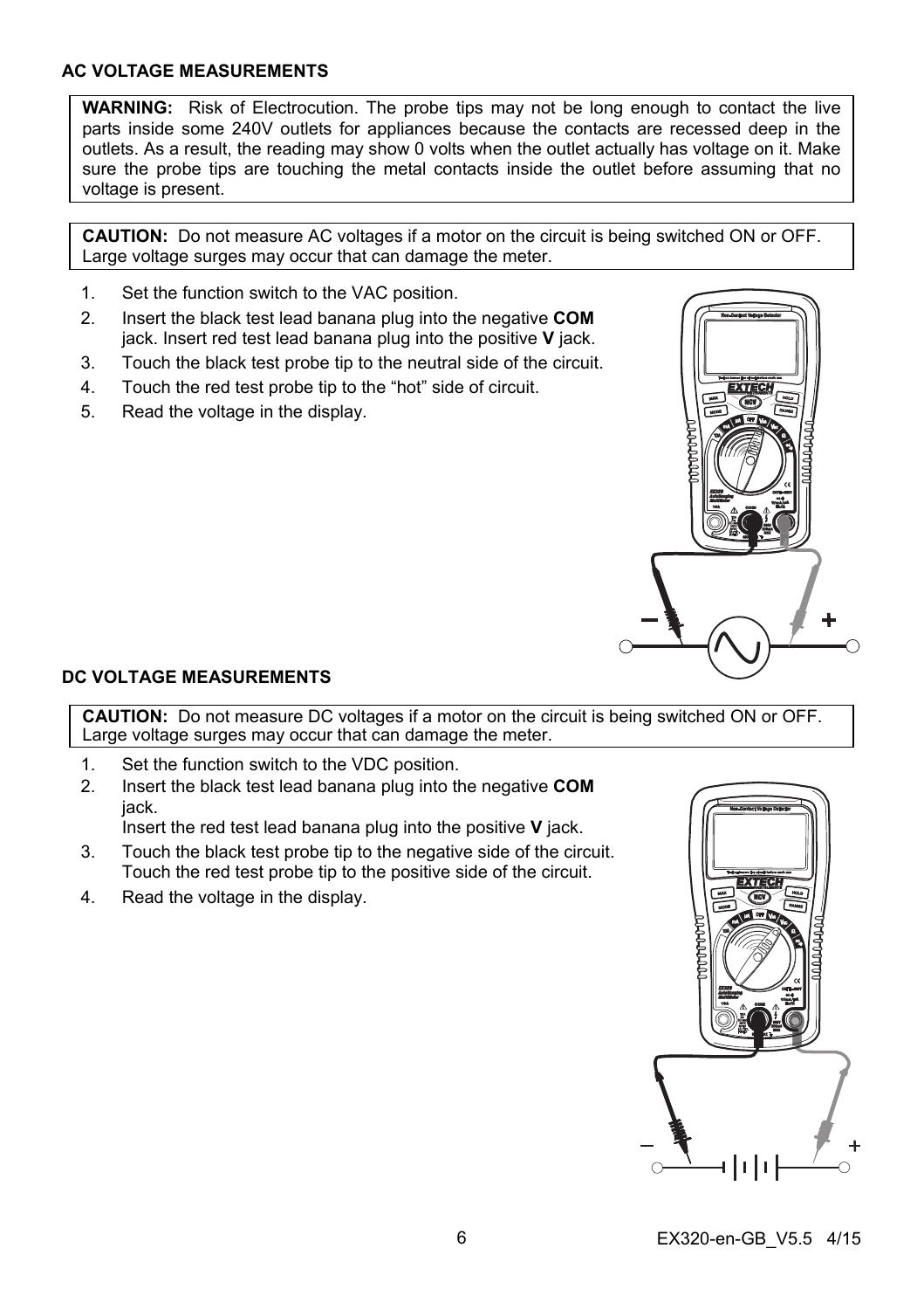## AC VOLTAGE MEASUREMENTS

**WARNING:** Risk of Electrocution. The probe tips may not be long enough to contact the live parts inside some 240V outlets for appliances because the contacts are recessed deep in the outlets. As a result, the reading may show 0 volts when the outlet actually has voltage on it. Make sure the probe tips are touching the metal contacts inside the outlet before assuming that no voltage is present.

**CAUTION:** Do not measure AC voltages if a motor on the circuit is being switched ON or OFF. Large voltage surges may occur that can damage the meter.

1. Set the function switch to the VAC position.
2. Insert the black test lead banana plug into the negative **COM** jack. Insert red test lead banana plug into the positive **V** jack.
3. Touch the black test probe tip to the neutral side of the circuit.
4. Touch the red test probe tip to the "hot" side of circuit.
5. Read the voltage in the display.

## DC VOLTAGE MEASUREMENTS

**CAUTION:** Do not measure DC voltages if a motor on the circuit is being switched ON or OFF. Large voltage surges may occur that can damage the meter.

1. Set the function switch to the VDC position.
2. Insert the black test lead banana plug into the negative **COM** jack.
   Insert the red test lead banana plug into the positive **V** jack.
3. Touch the black test probe tip to the negative side of the circuit.
   Touch the red test probe tip to the positive side of the circuit.
4. Read the voltage in the display.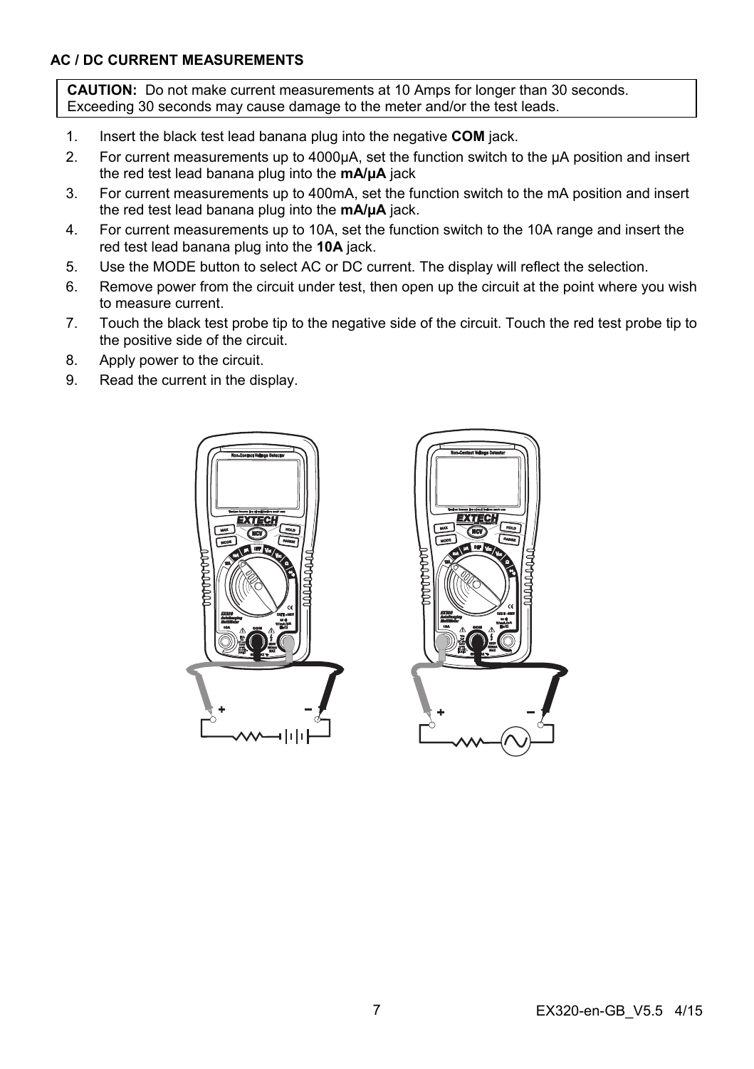## AC / DC CURRENT MEASUREMENTS

**CAUTION:** Do not make current measurements at 10 Amps for longer than 30 seconds. Exceeding 30 seconds may cause damage to the meter and/or the test leads.

1. Insert the black test lead banana plug into the negative **COM** jack.
2. For current measurements up to 4000µA, set the function switch to the µA position and insert the red test lead banana plug into the **mA/µA** jack
3. For current measurements up to 400mA, set the function switch to the mA position and insert the red test lead banana plug into the **mA/µA** jack.
4. For current measurements up to 10A, set the function switch to the 10A range and insert the red test lead banana plug into the **10A** jack.
5. Use the MODE button to select AC or DC current. The display will reflect the selection.
6. Remove power from the circuit under test, then open up the circuit at the point where you wish to measure current.
7. Touch the black test probe tip to the negative side of the circuit. Touch the red test probe tip to the positive side of the circuit.
8. Apply power to the circuit.
9. Read the current in the display.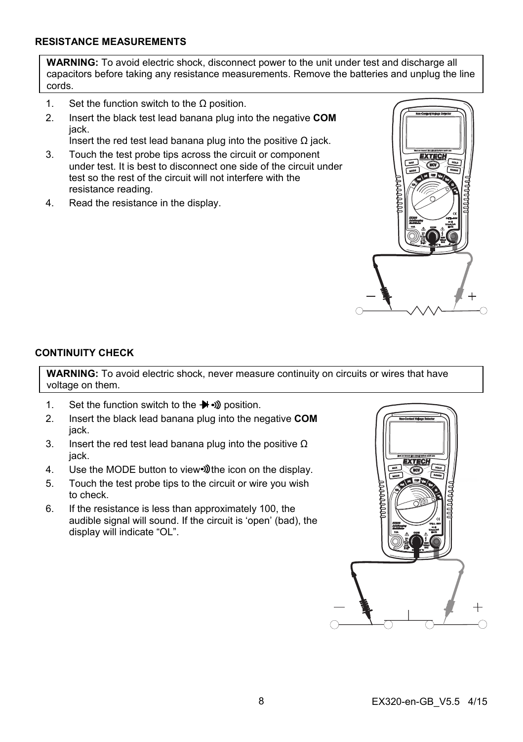### RESISTANCE MEASUREMENTS

**WARNING:** To avoid electric shock, disconnect power to the unit under test and discharge all capacitors before taking any resistance measurements. Remove the batteries and unplug the line cords.

1. Set the function switch to the Ω position.
2. Insert the black test lead banana plug into the negative **COM** jack.
   Insert the red test lead banana plug into the positive Ω jack.
3. Touch the test probe tips across the circuit or component under test. It is best to disconnect one side of the circuit under test so the rest of the circuit will not interfere with the resistance reading.
4. Read the resistance in the display.

### CONTINUITY CHECK

**WARNING:** To avoid electric shock, never measure continuity on circuits or wires that have voltage on them.

1. Set the function switch to the ➔⊢ •))) position.
2. Insert the black lead banana plug into the negative **COM** jack.
3. Insert the red test lead banana plug into the positive Ω jack.
4. Use the MODE button to view•))) the icon on the display.
5. Touch the test probe tips to the circuit or wire you wish to check.
6. If the resistance is less than approximately 100, the audible signal will sound. If the circuit is 'open' (bad), the display will indicate "OL".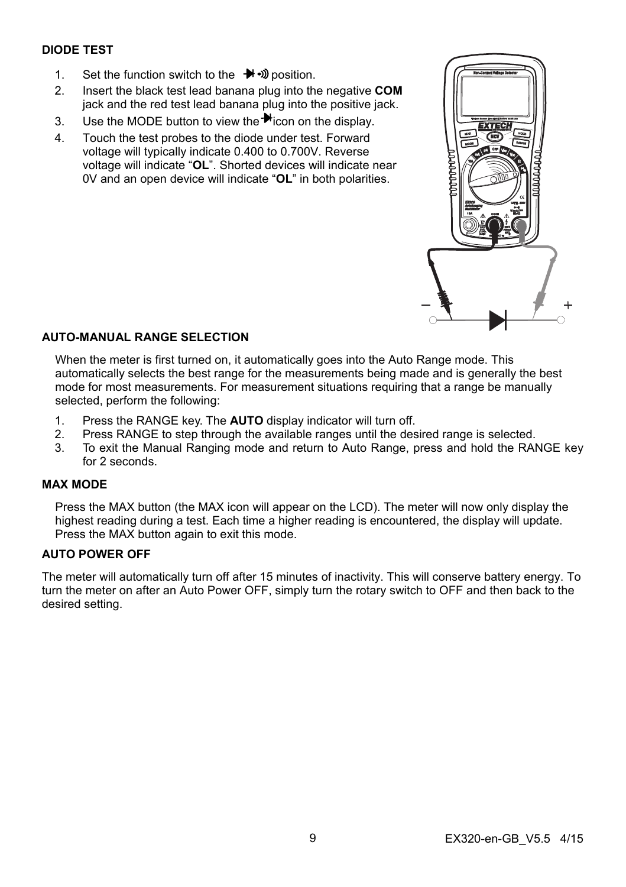### DIODE TEST

1. Set the function switch to the ⯈|•))) position.
2. Insert the black test lead banana plug into the negative **COM** jack and the red test lead banana plug into the positive jack.
3. Use the MODE button to view the ⯈| icon on the display.
4. Touch the test probes to the diode under test. Forward voltage will typically indicate 0.400 to 0.700V. Reverse voltage will indicate "**OL**". Shorted devices will indicate near 0V and an open device will indicate "**OL**" in both polarities.

### AUTO-MANUAL RANGE SELECTION

When the meter is first turned on, it automatically goes into the Auto Range mode. This automatically selects the best range for the measurements being made and is generally the best mode for most measurements. For measurement situations requiring that a range be manually selected, perform the following:

1. Press the RANGE key. The **AUTO** display indicator will turn off.
2. Press RANGE to step through the available ranges until the desired range is selected.
3. To exit the Manual Ranging mode and return to Auto Range, press and hold the RANGE key for 2 seconds.

### MAX MODE

Press the MAX button (the MAX icon will appear on the LCD). The meter will now only display the highest reading during a test. Each time a higher reading is encountered, the display will update. Press the MAX button again to exit this mode.

### AUTO POWER OFF

The meter will automatically turn off after 15 minutes of inactivity. This will conserve battery energy. To turn the meter on after an Auto Power OFF, simply turn the rotary switch to OFF and then back to the desired setting.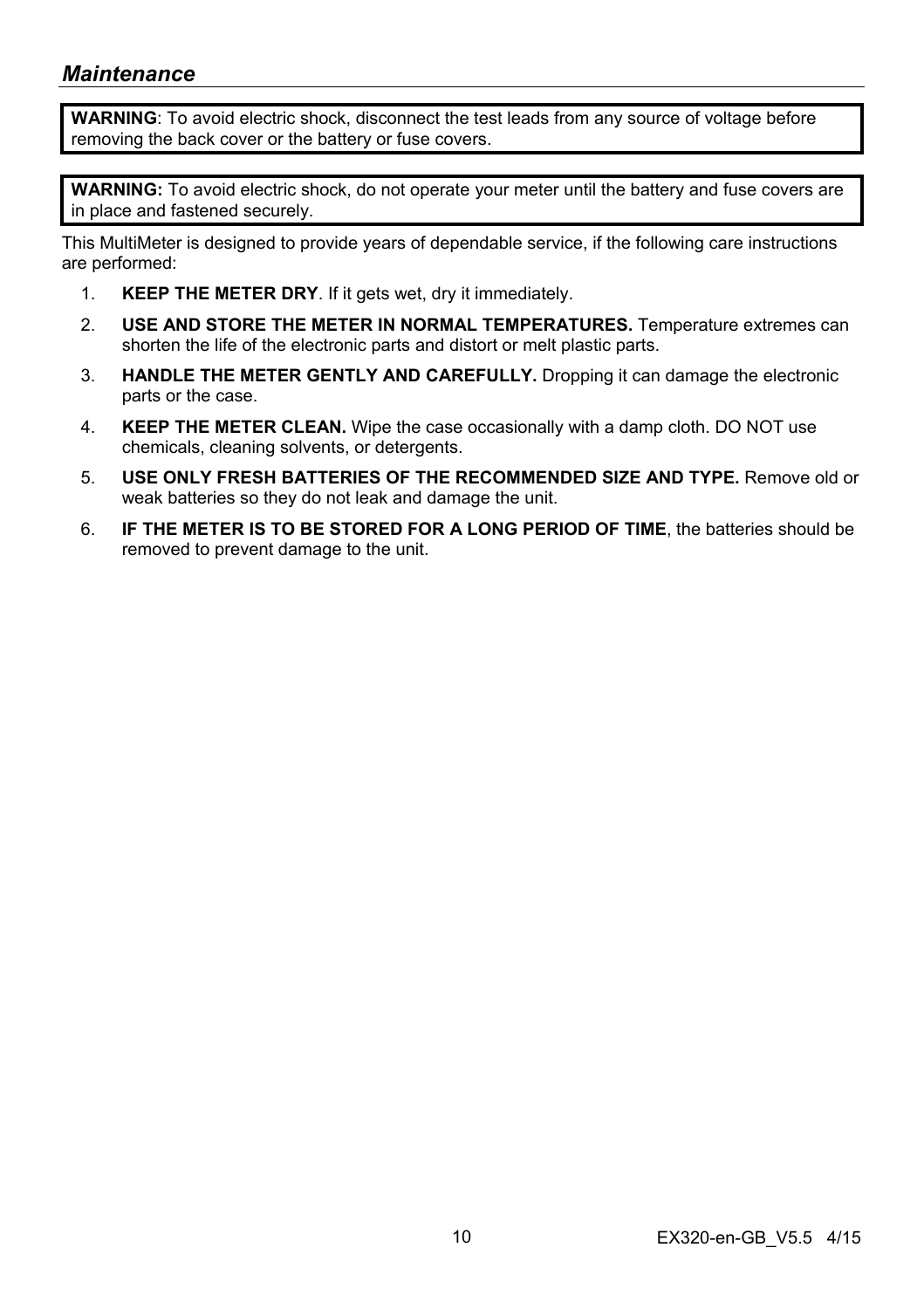## *Maintenance*

> **WARNING**: To avoid electric shock, disconnect the test leads from any source of voltage before removing the back cover or the battery or fuse covers.

> **WARNING:** To avoid electric shock, do not operate your meter until the battery and fuse covers are in place and fastened securely.

This MultiMeter is designed to provide years of dependable service, if the following care instructions are performed:

1. **KEEP THE METER DRY**. If it gets wet, dry it immediately.
2. **USE AND STORE THE METER IN NORMAL TEMPERATURES.** Temperature extremes can shorten the life of the electronic parts and distort or melt plastic parts.
3. **HANDLE THE METER GENTLY AND CAREFULLY.** Dropping it can damage the electronic parts or the case.
4. **KEEP THE METER CLEAN.** Wipe the case occasionally with a damp cloth. DO NOT use chemicals, cleaning solvents, or detergents.
5. **USE ONLY FRESH BATTERIES OF THE RECOMMENDED SIZE AND TYPE.** Remove old or weak batteries so they do not leak and damage the unit.
6. **IF THE METER IS TO BE STORED FOR A LONG PERIOD OF TIME**, the batteries should be removed to prevent damage to the unit.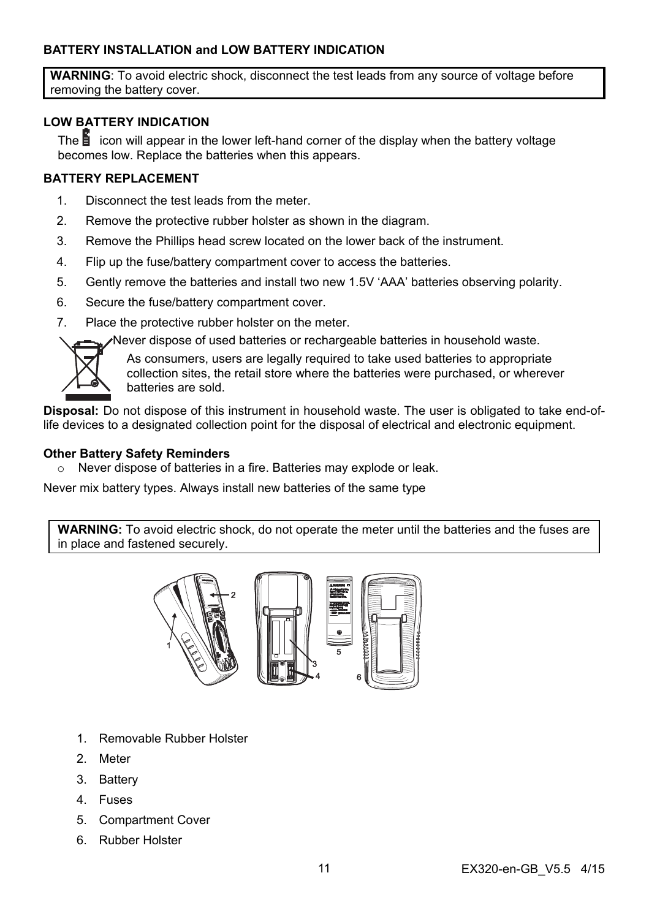## BATTERY INSTALLATION and LOW BATTERY INDICATION

**WARNING**: To avoid electric shock, disconnect the test leads from any source of voltage before removing the battery cover.

### LOW BATTERY INDICATION

The icon will appear in the lower left-hand corner of the display when the battery voltage becomes low. Replace the batteries when this appears.

### BATTERY REPLACEMENT

1. Disconnect the test leads from the meter.
2. Remove the protective rubber holster as shown in the diagram.
3. Remove the Phillips head screw located on the lower back of the instrument.
4. Flip up the fuse/battery compartment cover to access the batteries.
5. Gently remove the batteries and install two new 1.5V 'AAA' batteries observing polarity.
6. Secure the fuse/battery compartment cover.
7. Place the protective rubber holster on the meter.

Never dispose of used batteries or rechargeable batteries in household waste.

As consumers, users are legally required to take used batteries to appropriate collection sites, the retail store where the batteries were purchased, or wherever batteries are sold.

**Disposal:** Do not dispose of this instrument in household waste. The user is obligated to take end-of-life devices to a designated collection point for the disposal of electrical and electronic equipment.

**Other Battery Safety Reminders**

- Never dispose of batteries in a fire. Batteries may explode or leak.

Never mix battery types. Always install new batteries of the same type

**WARNING:** To avoid electric shock, do not operate the meter until the batteries and the fuses are in place and fastened securely.

1. Removable Rubber Holster
2. Meter
3. Battery
4. Fuses
5. Compartment Cover
6. Rubber Holster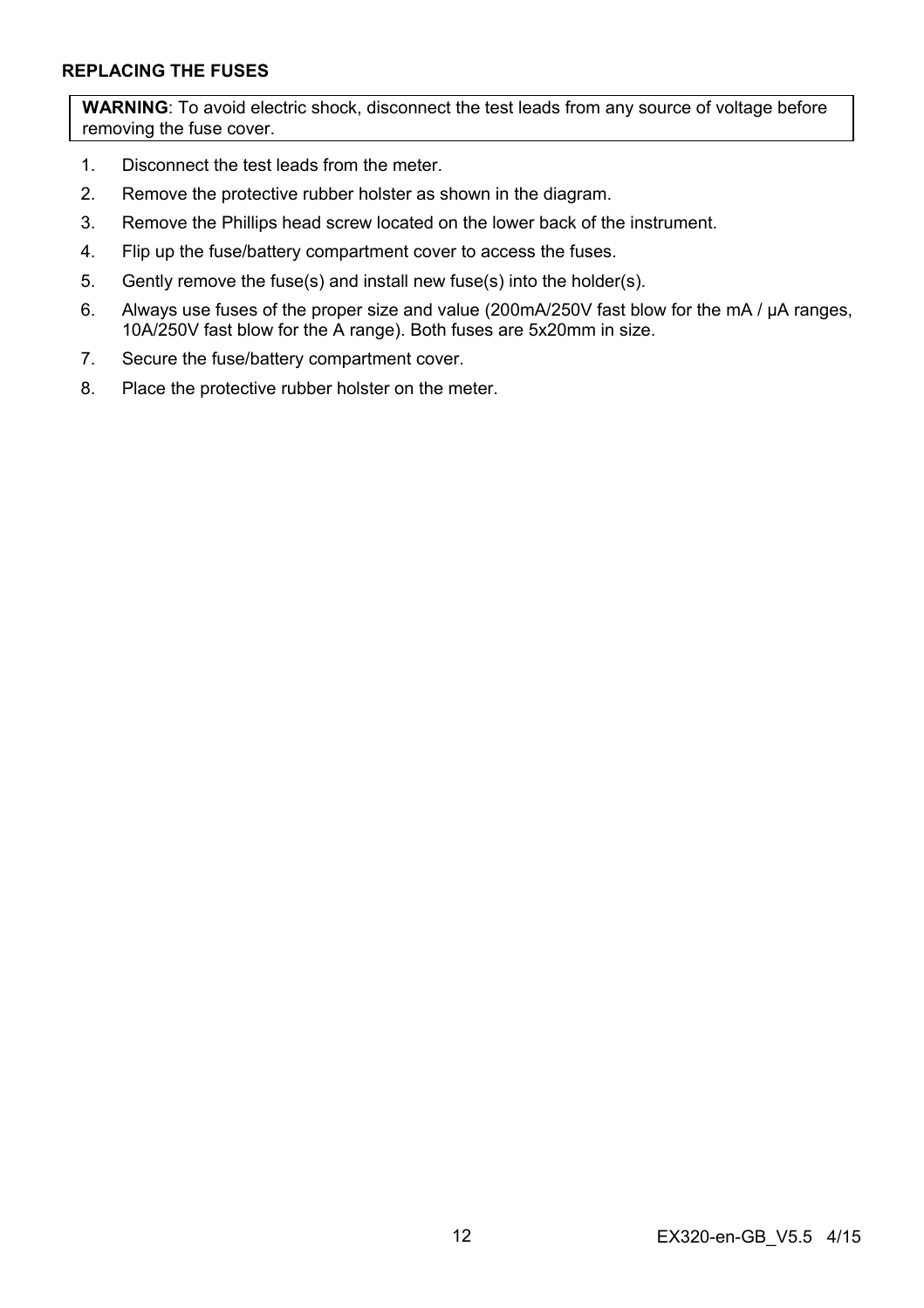## REPLACING THE FUSES

> **WARNING**: To avoid electric shock, disconnect the test leads from any source of voltage before removing the fuse cover.

1. Disconnect the test leads from the meter.
2. Remove the protective rubber holster as shown in the diagram.
3. Remove the Phillips head screw located on the lower back of the instrument.
4. Flip up the fuse/battery compartment cover to access the fuses.
5. Gently remove the fuse(s) and install new fuse(s) into the holder(s).
6. Always use fuses of the proper size and value (200mA/250V fast blow for the mA / μA ranges, 10A/250V fast blow for the A range). Both fuses are 5x20mm in size.
7. Secure the fuse/battery compartment cover.
8. Place the protective rubber holster on the meter.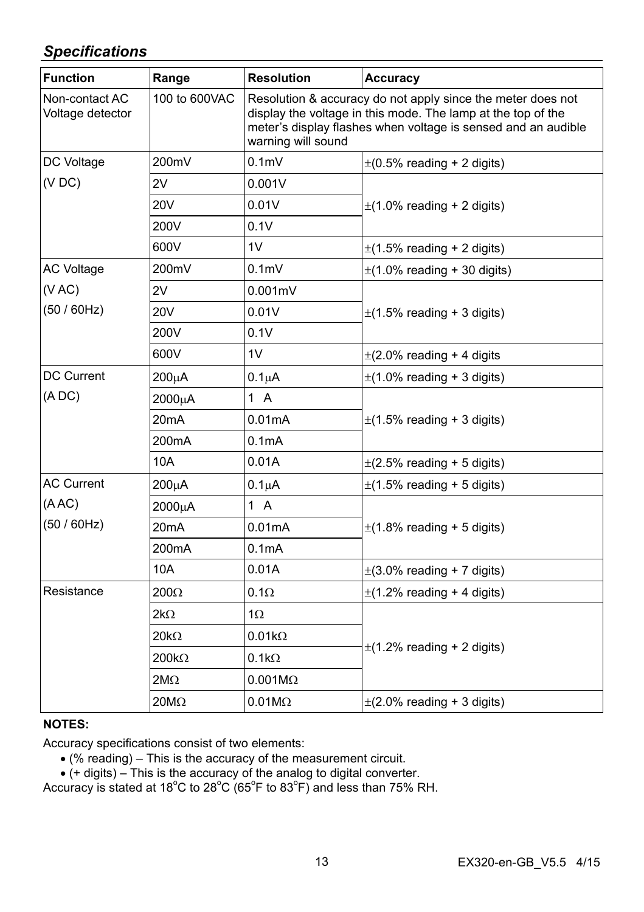## *Specifications*

| Function | Range | Resolution | Accuracy |
|---|---|---|---|
| Non-contact AC Voltage detector | 100 to 600VAC | Resolution & accuracy do not apply since the meter does not display the voltage in this mode. The lamp at the top of the meter's display flashes when voltage is sensed and an audible warning will sound | |
| DC Voltage (V DC) | 200mV | 0.1mV | ±(0.5% reading + 2 digits) |
| | 2V | 0.001V | ±(1.0% reading + 2 digits) |
| | 20V | 0.01V | |
| | 200V | 0.1V | |
| | 600V | 1V | ±(1.5% reading + 2 digits) |
| AC Voltage (V AC) (50 / 60Hz) | 200mV | 0.1mV | ±(1.0% reading + 30 digits) |
| | 2V | 0.001mV | ±(1.5% reading + 3 digits) |
| | 20V | 0.01V | |
| | 200V | 0.1V | |
| | 600V | 1V | ±(2.0% reading + 4 digits |
| DC Current (A DC) | 200μA | 0.1μA | ±(1.0% reading + 3 digits) |
| | 2000μA | 1 A | ±(1.5% reading + 3 digits) |
| | 20mA | 0.01mA | |
| | 200mA | 0.1mA | |
| | 10A | 0.01A | ±(2.5% reading + 5 digits) |
| AC Current (A AC) (50 / 60Hz) | 200μA | 0.1μA | ±(1.5% reading + 5 digits) |
| | 2000μA | 1 A | ±(1.8% reading + 5 digits) |
| | 20mA | 0.01mA | |
| | 200mA | 0.1mA | |
| | 10A | 0.01A | ±(3.0% reading + 7 digits) |
| Resistance | 200Ω | 0.1Ω | ±(1.2% reading + 4 digits) |
| | 2kΩ | 1Ω | ±(1.2% reading + 2 digits) |
| | 20kΩ | 0.01kΩ | |
| | 200kΩ | 0.1kΩ | |
| | 2MΩ | 0.001MΩ | |
| | 20MΩ | 0.01MΩ | ±(2.0% reading + 3 digits) |

**NOTES:**

Accuracy specifications consist of two elements:

- (% reading) – This is the accuracy of the measurement circuit.
- (+ digits) – This is the accuracy of the analog to digital converter.

Accuracy is stated at 18°C to 28°C (65°F to 83°F) and less than 75% RH.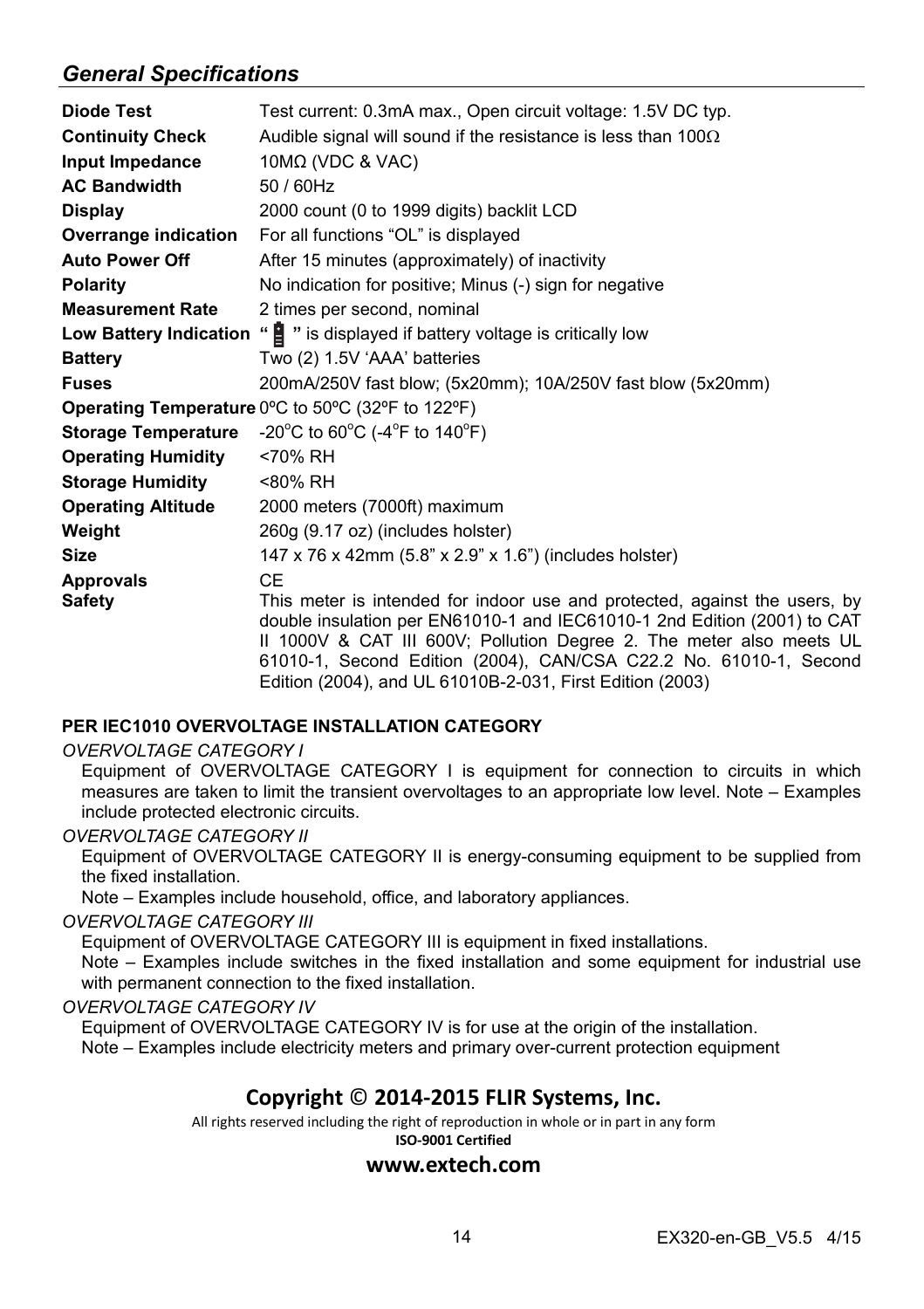## *General Specifications*

| | |
|---|---|
| **Diode Test** | Test current: 0.3mA max., Open circuit voltage: 1.5V DC typ. |
| **Continuity Check** | Audible signal will sound if the resistance is less than 100Ω |
| **Input Impedance** | 10MΩ (VDC & VAC) |
| **AC Bandwidth** | 50 / 60Hz |
| **Display** | 2000 count (0 to 1999 digits) backlit LCD |
| **Overrange indication** | For all functions "OL" is displayed |
| **Auto Power Off** | After 15 minutes (approximately) of inactivity |
| **Polarity** | No indication for positive; Minus (-) sign for negative |
| **Measurement Rate** | 2 times per second, nominal |
| **Low Battery Indication** | " " is displayed if battery voltage is critically low |
| **Battery** | Two (2) 1.5V 'AAA' batteries |
| **Fuses** | 200mA/250V fast blow; (5x20mm); 10A/250V fast blow (5x20mm) |
| **Operating Temperature** | 0ºC to 50ºC (32ºF to 122ºF) |
| **Storage Temperature** | -20°C to 60°C (-4°F to 140°F) |
| **Operating Humidity** | <70% RH |
| **Storage Humidity** | <80% RH |
| **Operating Altitude** | 2000 meters (7000ft) maximum |
| **Weight** | 260g (9.17 oz) (includes holster) |
| **Size** | 147 x 76 x 42mm (5.8" x 2.9" x 1.6") (includes holster) |
| **Approvals** | CE |
| **Safety** | This meter is intended for indoor use and protected, against the users, by double insulation per EN61010-1 and IEC61010-1 2nd Edition (2001) to CAT II 1000V & CAT III 600V; Pollution Degree 2. The meter also meets UL 61010-1, Second Edition (2004), CAN/CSA C22.2 No. 61010-1, Second Edition (2004), and UL 61010B-2-031, First Edition (2003) |

**PER IEC1010 OVERVOLTAGE INSTALLATION CATEGORY**

*OVERVOLTAGE CATEGORY I*

Equipment of OVERVOLTAGE CATEGORY I is equipment for connection to circuits in which measures are taken to limit the transient overvoltages to an appropriate low level. Note – Examples include protected electronic circuits.

*OVERVOLTAGE CATEGORY II*

Equipment of OVERVOLTAGE CATEGORY II is energy-consuming equipment to be supplied from the fixed installation.

Note – Examples include household, office, and laboratory appliances.

*OVERVOLTAGE CATEGORY III*

Equipment of OVERVOLTAGE CATEGORY III is equipment in fixed installations.

Note – Examples include switches in the fixed installation and some equipment for industrial use with permanent connection to the fixed installation.

*OVERVOLTAGE CATEGORY IV*

Equipment of OVERVOLTAGE CATEGORY IV is for use at the origin of the installation.

Note – Examples include electricity meters and primary over-current protection equipment

**Copyright © 2014-2015 FLIR Systems, Inc.**

All rights reserved including the right of reproduction in whole or in part in any form

**ISO-9001 Certified**

**www.extech.com**

EX320-en-GB_V5.5 4/15